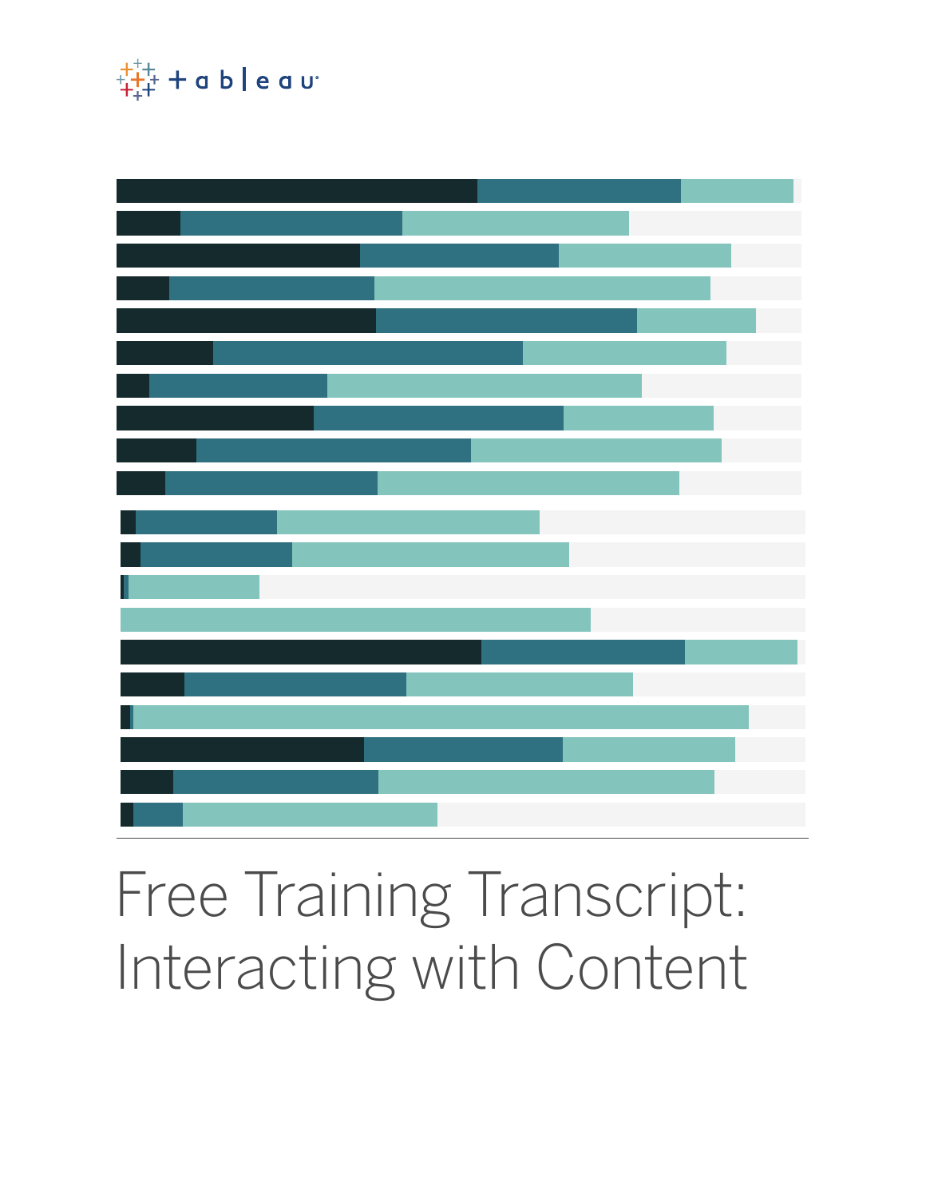# Free Training Transcript: Interacting with Content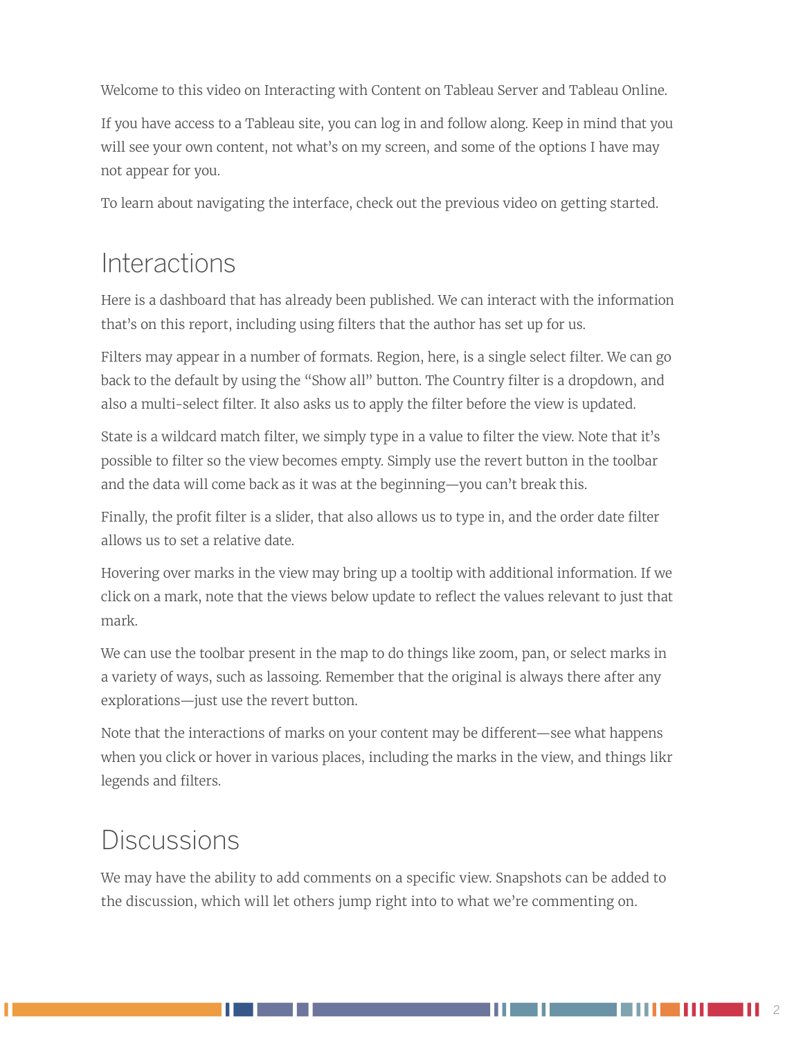Welcome to this video on Interacting with Content on Tableau Server and Tableau Online.

If you have access to a Tableau site, you can log in and follow along. Keep in mind that you will see your own content, not what's on my screen, and some of the options I have may not appear for you.

To learn about navigating the interface, check out the previous video on getting started.

## Interactions

Here is a dashboard that has already been published. We can interact with the information that's on this report, including using filters that the author has set up for us.

Filters may appear in a number of formats. Region, here, is a single select filter. We can go back to the default by using the "Show all" button. The Country filter is a dropdown, and also a multi-select filter. It also asks us to apply the filter before the view is updated.

State is a wildcard match filter, we simply type in a value to filter the view. Note that it's possible to filter so the view becomes empty. Simply use the revert button in the toolbar and the data will come back as it was at the beginning—you can't break this.

Finally, the profit filter is a slider, that also allows us to type in, and the order date filter allows us to set a relative date.

Hovering over marks in the view may bring up a tooltip with additional information. If we click on a mark, note that the views below update to reflect the values relevant to just that mark.

We can use the toolbar present in the map to do things like zoom, pan, or select marks in a variety of ways, such as lassoing. Remember that the original is always there after any explorations—just use the revert button.

Note that the interactions of marks on your content may be different—see what happens when you click or hover in various places, including the marks in the view, and things likr legends and filters.

## Discussions

We may have the ability to add comments on a specific view. Snapshots can be added to the discussion, which will let others jump right into to what we're commenting on.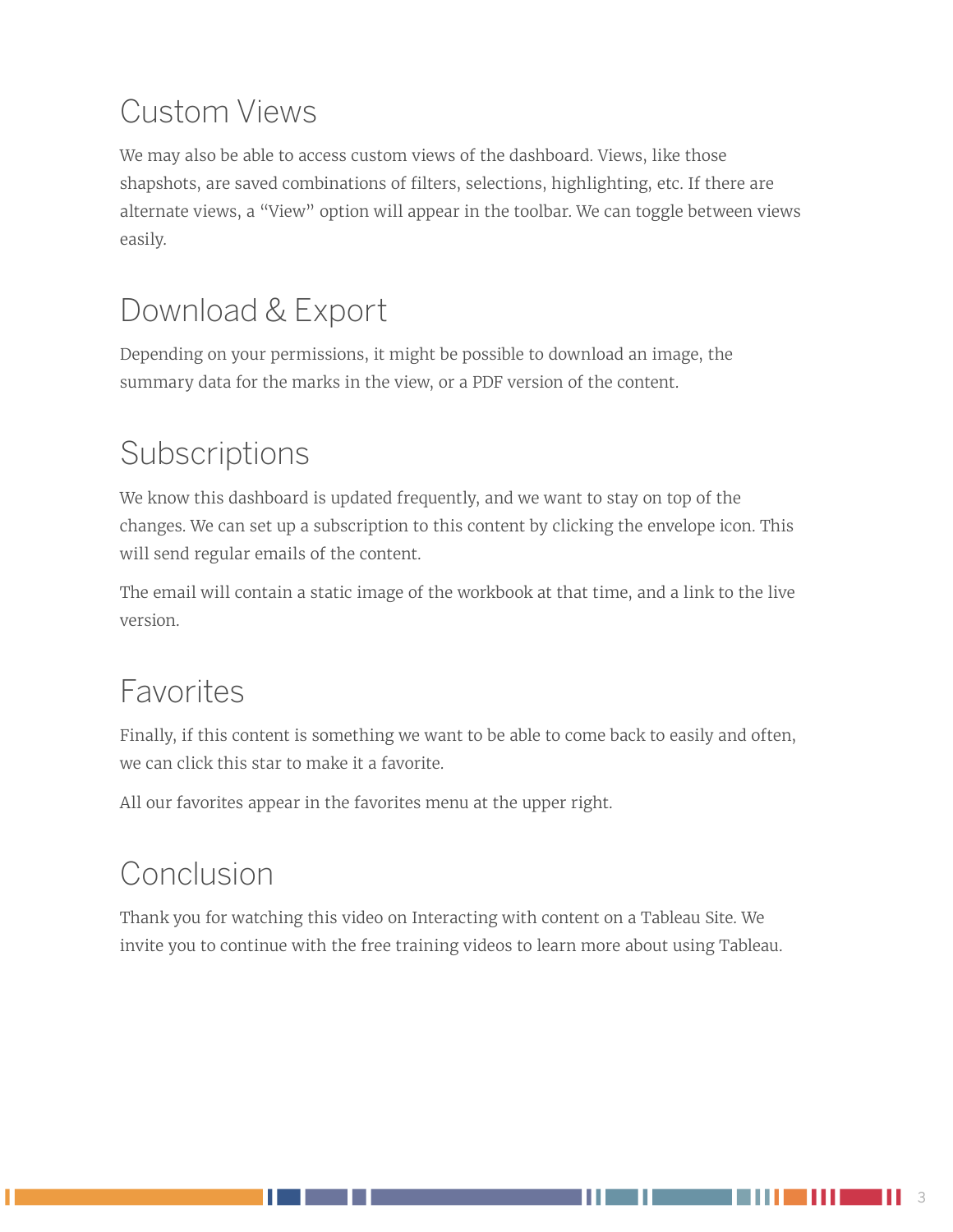## Custom Views

We may also be able to access custom views of the dashboard. Views, like those shapshots, are saved combinations of filters, selections, highlighting, etc. If there are alternate views, a "View" option will appear in the toolbar. We can toggle between views easily.

## Download & Export

Depending on your permissions, it might be possible to download an image, the summary data for the marks in the view, or a PDF version of the content.

## Subscriptions

We know this dashboard is updated frequently, and we want to stay on top of the changes. We can set up a subscription to this content by clicking the envelope icon. This will send regular emails of the content.

The email will contain a static image of the workbook at that time, and a link to the live version.

## Favorites

Finally, if this content is something we want to be able to come back to easily and often, we can click this star to make it a favorite.

All our favorites appear in the favorites menu at the upper right.

## Conclusion

Thank you for watching this video on Interacting with content on a Tableau Site. We invite you to continue with the free training videos to learn more about using Tableau.